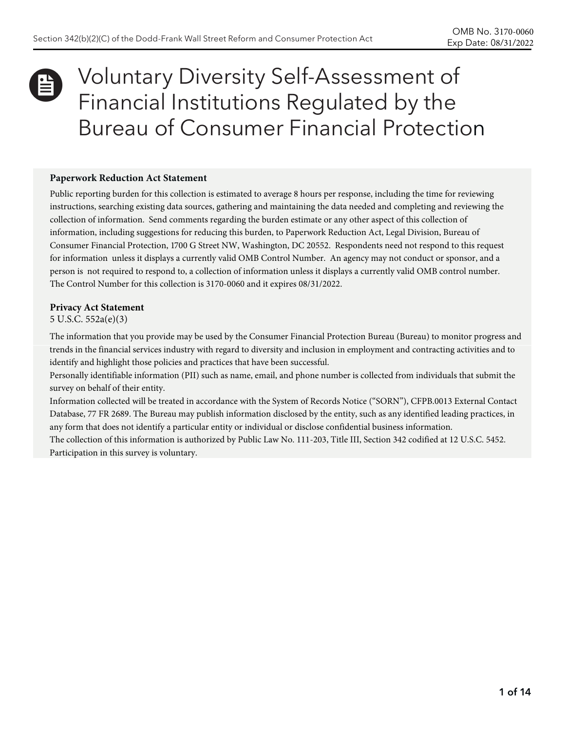Section 342(b)(2)(C) of the Dodd-Frank Wall Street Reform and Consumer Protection Act

OMB No. 3170-0060
Exp Date: 08/31/2022

# Voluntary Diversity Self-Assessment of Financial Institutions Regulated by the Bureau of Consumer Financial Protection

**Paperwork Reduction Act Statement**

Public reporting burden for this collection is estimated to average 8 hours per response, including the time for reviewing instructions, searching existing data sources, gathering and maintaining the data needed and completing and reviewing the collection of information. Send comments regarding the burden estimate or any other aspect of this collection of information, including suggestions for reducing this burden, to Paperwork Reduction Act, Legal Division, Bureau of Consumer Financial Protection, 1700 G Street NW, Washington, DC 20552. Respondents need not respond to this request for information unless it displays a currently valid OMB Control Number. An agency may not conduct or sponsor, and a person is not required to respond to, a collection of information unless it displays a currently valid OMB control number. The Control Number for this collection is 3170-0060 and it expires 08/31/2022.

**Privacy Act Statement**
5 U.S.C. 552a(e)(3)

The information that you provide may be used by the Consumer Financial Protection Bureau (Bureau) to monitor progress and trends in the financial services industry with regard to diversity and inclusion in employment and contracting activities and to identify and highlight those policies and practices that have been successful.

Personally identifiable information (PII) such as name, email, and phone number is collected from individuals that submit the survey on behalf of their entity.

Information collected will be treated in accordance with the System of Records Notice ("SORN"), CFPB.0013 External Contact Database, 77 FR 2689. The Bureau may publish information disclosed by the entity, such as any identified leading practices, in any form that does not identify a particular entity or individual or disclose confidential business information.

The collection of this information is authorized by Public Law No. 111-203, Title III, Section 342 codified at 12 U.S.C. 5452.

Participation in this survey is voluntary.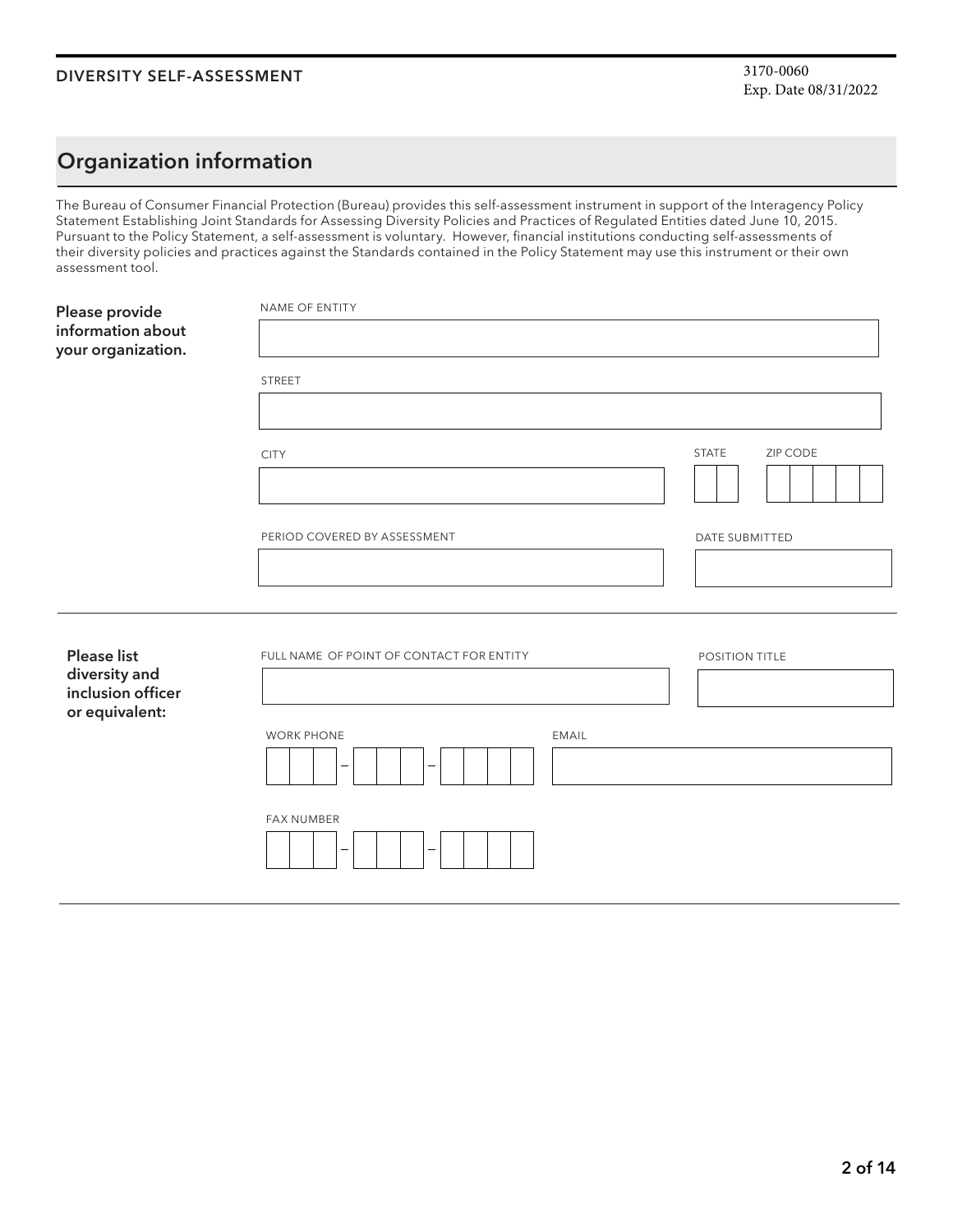DIVERSITY SELF-ASSESSMENT

3170-0060
Exp. Date 08/31/2022

## Organization information

The Bureau of Consumer Financial Protection (Bureau) provides this self-assessment instrument in support of the Interagency Policy Statement Establishing Joint Standards for Assessing Diversity Policies and Practices of Regulated Entities dated June 10, 2015. Pursuant to the Policy Statement, a self-assessment is voluntary. However, financial institutions conducting self-assessments of their diversity policies and practices against the Standards contained in the Policy Statement may use this instrument or their own assessment tool.

**Please provide information about your organization.**

NAME OF ENTITY

STREET

CITY

STATE

ZIP CODE

PERIOD COVERED BY ASSESSMENT

DATE SUBMITTED

**Please list diversity and inclusion officer or equivalent:**

FULL NAME OF POINT OF CONTACT FOR ENTITY

POSITION TITLE

WORK PHONE

EMAIL

FAX NUMBER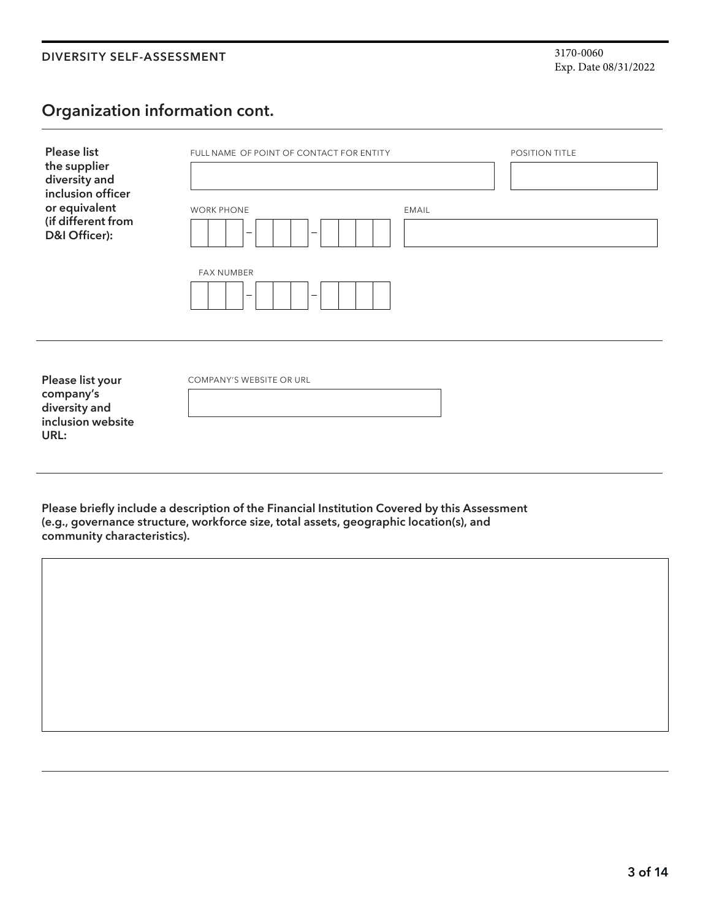3170-0060
Exp. Date 08/31/2022

## Organization information cont.

**Please list the supplier diversity and inclusion officer or equivalent (if different from D&I Officer):**

FULL NAME OF POINT OF CONTACT FOR ENTITY

POSITION TITLE

WORK PHONE

\_ \_ \_ – \_ \_ \_ – \_ \_ \_ \_

EMAIL

FAX NUMBER

\_ \_ \_ – \_ \_ \_ – \_ \_ \_ \_

**Please list your company's diversity and inclusion website URL:**

COMPANY'S WEBSITE OR URL

**Please briefly include a description of the Financial Institution Covered by this Assessment (e.g., governance structure, workforce size, total assets, geographic location(s), and community characteristics).**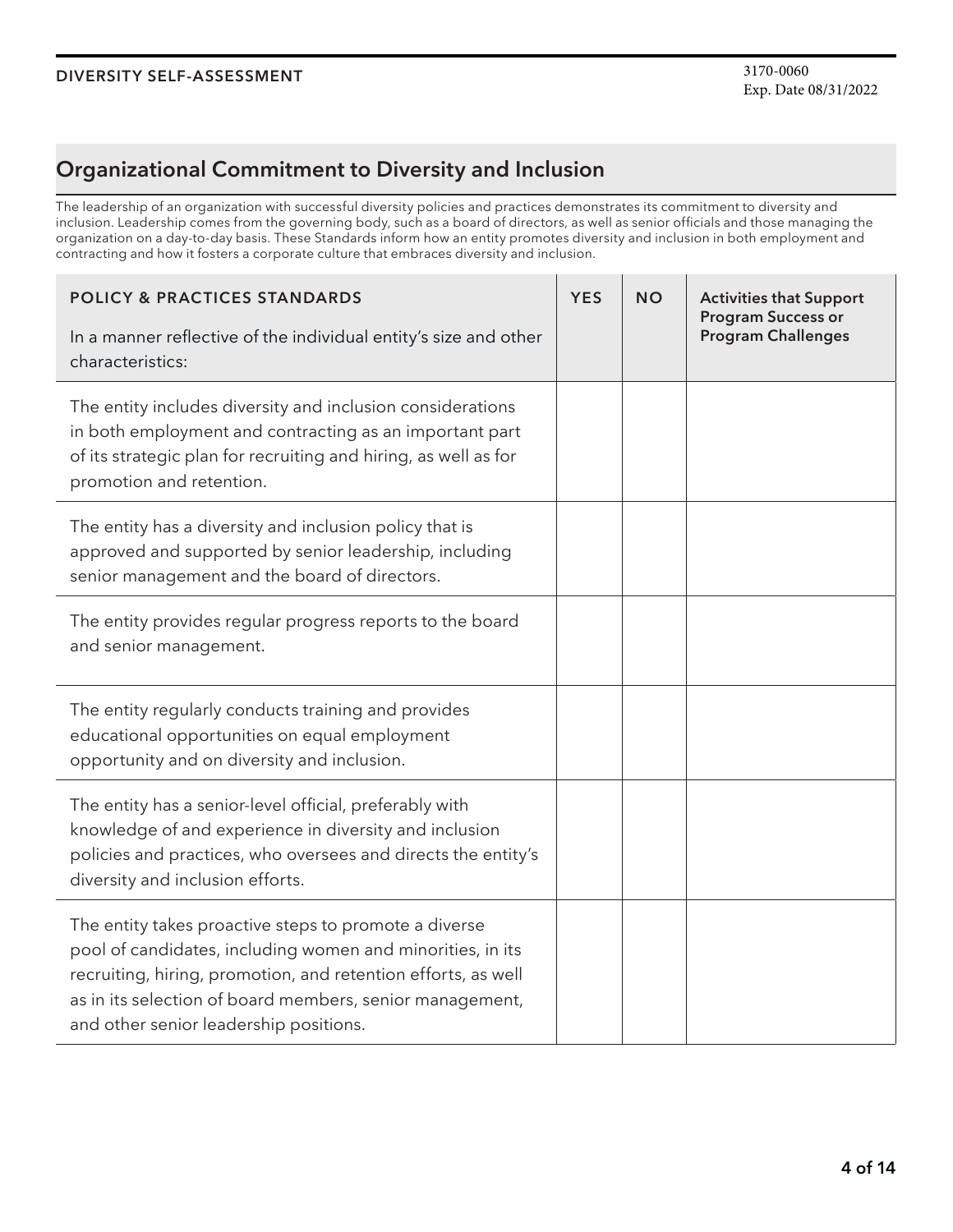## Organizational Commitment to Diversity and Inclusion

The leadership of an organization with successful diversity policies and practices demonstrates its commitment to diversity and inclusion. Leadership comes from the governing body, such as a board of directors, as well as senior officials and those managing the organization on a day-to-day basis. These Standards inform how an entity promotes diversity and inclusion in both employment and contracting and how it fosters a corporate culture that embraces diversity and inclusion.

| **POLICY & PRACTICES STANDARDS**<br><br>In a manner reflective of the individual entity's size and other characteristics: | **YES** | **NO** | **Activities that Support Program Success or Program Challenges** |
|---|---|---|---|
| The entity includes diversity and inclusion considerations in both employment and contracting as an important part of its strategic plan for recruiting and hiring, as well as for promotion and retention. | | | |
| The entity has a diversity and inclusion policy that is approved and supported by senior leadership, including senior management and the board of directors. | | | |
| The entity provides regular progress reports to the board and senior management. | | | |
| The entity regularly conducts training and provides educational opportunities on equal employment opportunity and on diversity and inclusion. | | | |
| The entity has a senior-level official, preferably with knowledge of and experience in diversity and inclusion policies and practices, who oversees and directs the entity's diversity and inclusion efforts. | | | |
| The entity takes proactive steps to promote a diverse pool of candidates, including women and minorities, in its recruiting, hiring, promotion, and retention efforts, as well as in its selection of board members, senior management, and other senior leadership positions. | | | |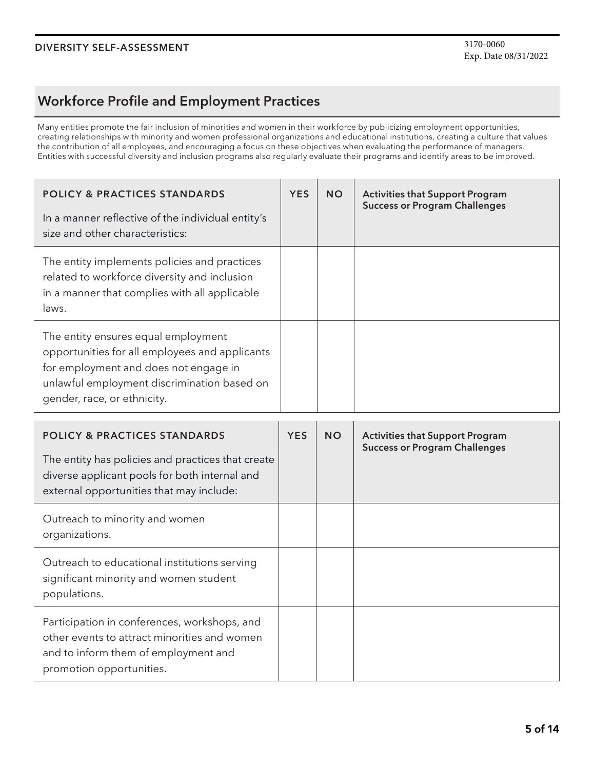## Workforce Profile and Employment Practices

Many entities promote the fair inclusion of minorities and women in their workforce by publicizing employment opportunities, creating relationships with minority and women professional organizations and educational institutions, creating a culture that values the contribution of all employees, and encouraging a focus on these objectives when evaluating the performance of managers. Entities with successful diversity and inclusion programs also regularly evaluate their programs and identify areas to be improved.

| **POLICY & PRACTICES STANDARDS** In a manner reflective of the individual entity's size and other characteristics: | **YES** | **NO** | **Activities that Support Program Success or Program Challenges** |
|---|---|---|---|
| The entity implements policies and practices related to workforce diversity and inclusion in a manner that complies with all applicable laws. | | | |
| The entity ensures equal employment opportunities for all employees and applicants for employment and does not engage in unlawful employment discrimination based on gender, race, or ethnicity. | | | |

| **POLICY & PRACTICES STANDARDS** The entity has policies and practices that create diverse applicant pools for both internal and external opportunities that may include: | **YES** | **NO** | **Activities that Support Program Success or Program Challenges** |
|---|---|---|---|
| Outreach to minority and women organizations. | | | |
| Outreach to educational institutions serving significant minority and women student populations. | | | |
| Participation in conferences, workshops, and other events to attract minorities and women and to inform them of employment and promotion opportunities. | | | |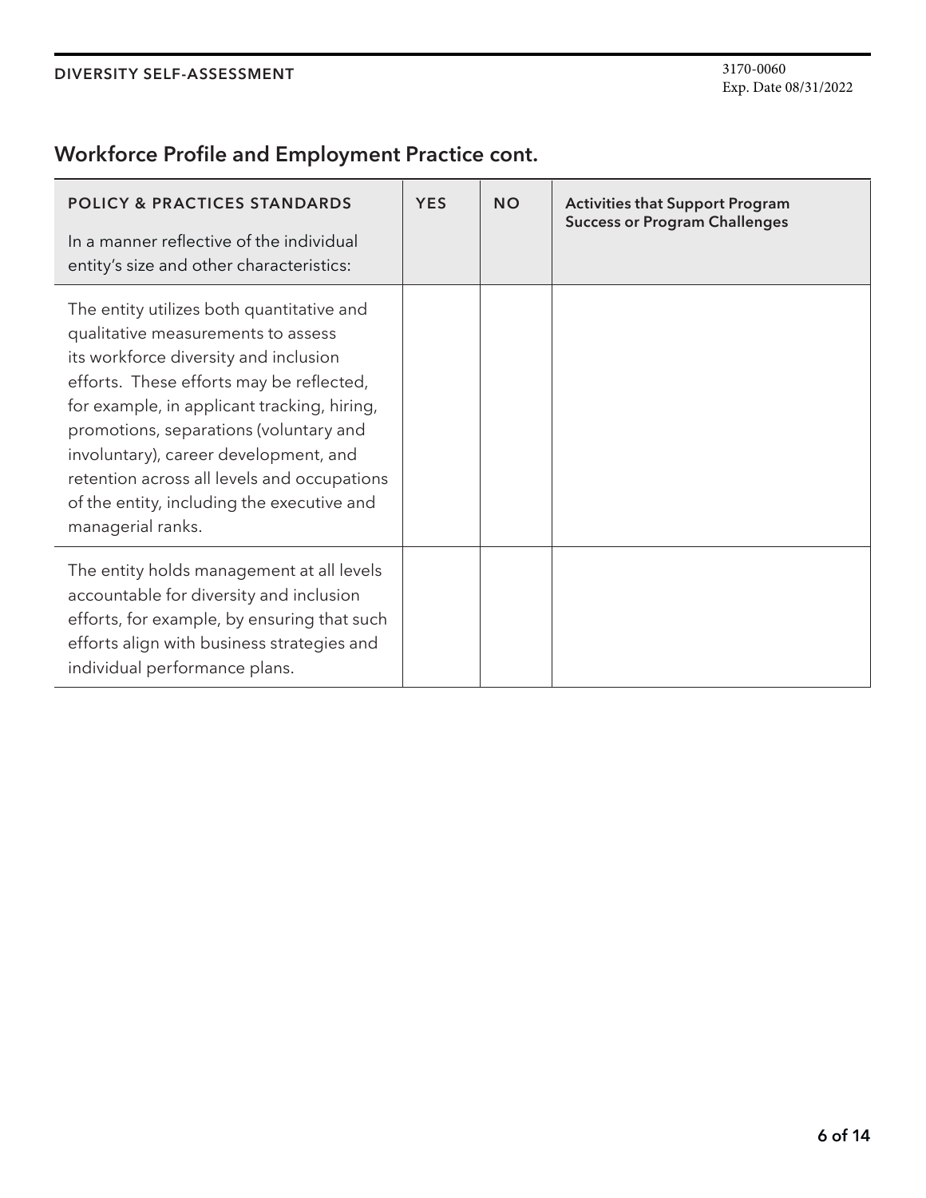## Workforce Profile and Employment Practice cont.

| POLICY & PRACTICES STANDARDS<br>In a manner reflective of the individual entity's size and other characteristics: | YES | NO | Activities that Support Program Success or Program Challenges |
|---|---|---|---|
| The entity utilizes both quantitative and qualitative measurements to assess its workforce diversity and inclusion efforts. These efforts may be reflected, for example, in applicant tracking, hiring, promotions, separations (voluntary and involuntary), career development, and retention across all levels and occupations of the entity, including the executive and managerial ranks. | | | |
| The entity holds management at all levels accountable for diversity and inclusion efforts, for example, by ensuring that such efforts align with business strategies and individual performance plans. | | | |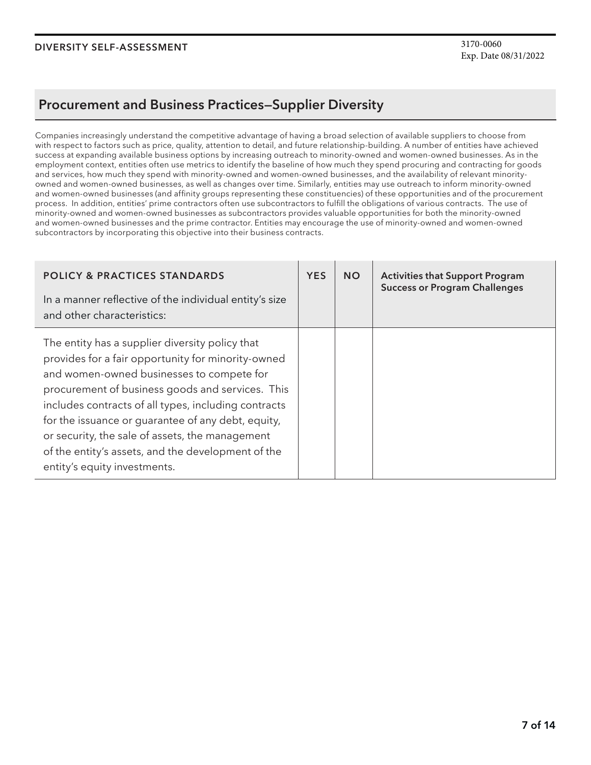## Procurement and Business Practices—Supplier Diversity

Companies increasingly understand the competitive advantage of having a broad selection of available suppliers to choose from with respect to factors such as price, quality, attention to detail, and future relationship-building. A number of entities have achieved success at expanding available business options by increasing outreach to minority-owned and women-owned businesses. As in the employment context, entities often use metrics to identify the baseline of how much they spend procuring and contracting for goods and services, how much they spend with minority-owned and women-owned businesses, and the availability of relevant minority-owned and women-owned businesses, as well as changes over time. Similarly, entities may use outreach to inform minority-owned and women-owned businesses (and affinity groups representing these constituencies) of these opportunities and of the procurement process. In addition, entities' prime contractors often use subcontractors to fulfill the obligations of various contracts. The use of minority-owned and women-owned businesses as subcontractors provides valuable opportunities for both the minority-owned and women-owned businesses and the prime contractor. Entities may encourage the use of minority-owned and women-owned subcontractors by incorporating this objective into their business contracts.

| **POLICY & PRACTICES STANDARDS**<br>In a manner reflective of the individual entity's size and other characteristics: | **YES** | **NO** | **Activities that Support Program Success or Program Challenges** |
|---|---|---|---|
| The entity has a supplier diversity policy that provides for a fair opportunity for minority-owned and women-owned businesses to compete for procurement of business goods and services. This includes contracts of all types, including contracts for the issuance or guarantee of any debt, equity, or security, the sale of assets, the management of the entity's assets, and the development of the entity's equity investments. | | | |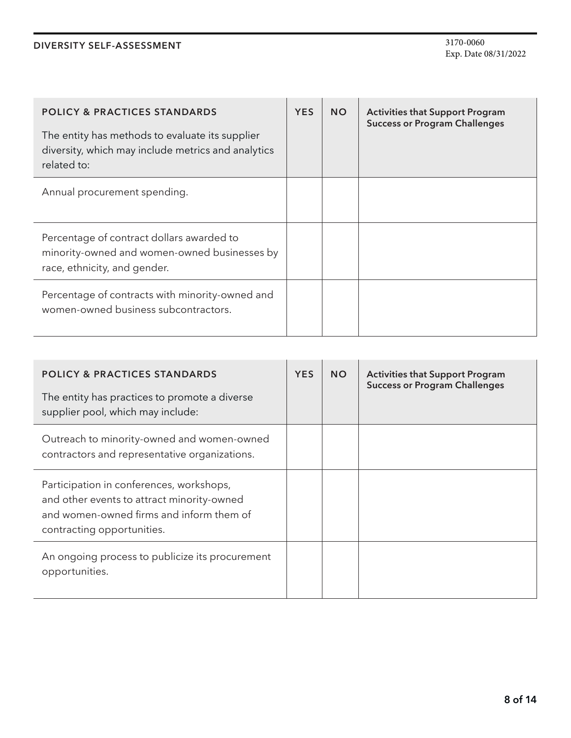| **POLICY & PRACTICES STANDARDS**<br>The entity has methods to evaluate its supplier diversity, which may include metrics and analytics related to: | **YES** | **NO** | **Activities that Support Program Success or Program Challenges** |
|---|---|---|---|
| Annual procurement spending. | | | |
| Percentage of contract dollars awarded to minority-owned and women-owned businesses by race, ethnicity, and gender. | | | |
| Percentage of contracts with minority-owned and women-owned business subcontractors. | | | |

| **POLICY & PRACTICES STANDARDS**<br>The entity has practices to promote a diverse supplier pool, which may include: | **YES** | **NO** | **Activities that Support Program Success or Program Challenges** |
|---|---|---|---|
| Outreach to minority-owned and women-owned contractors and representative organizations. | | | |
| Participation in conferences, workshops, and other events to attract minority-owned and women-owned firms and inform them of contracting opportunities. | | | |
| An ongoing process to publicize its procurement opportunities. | | | |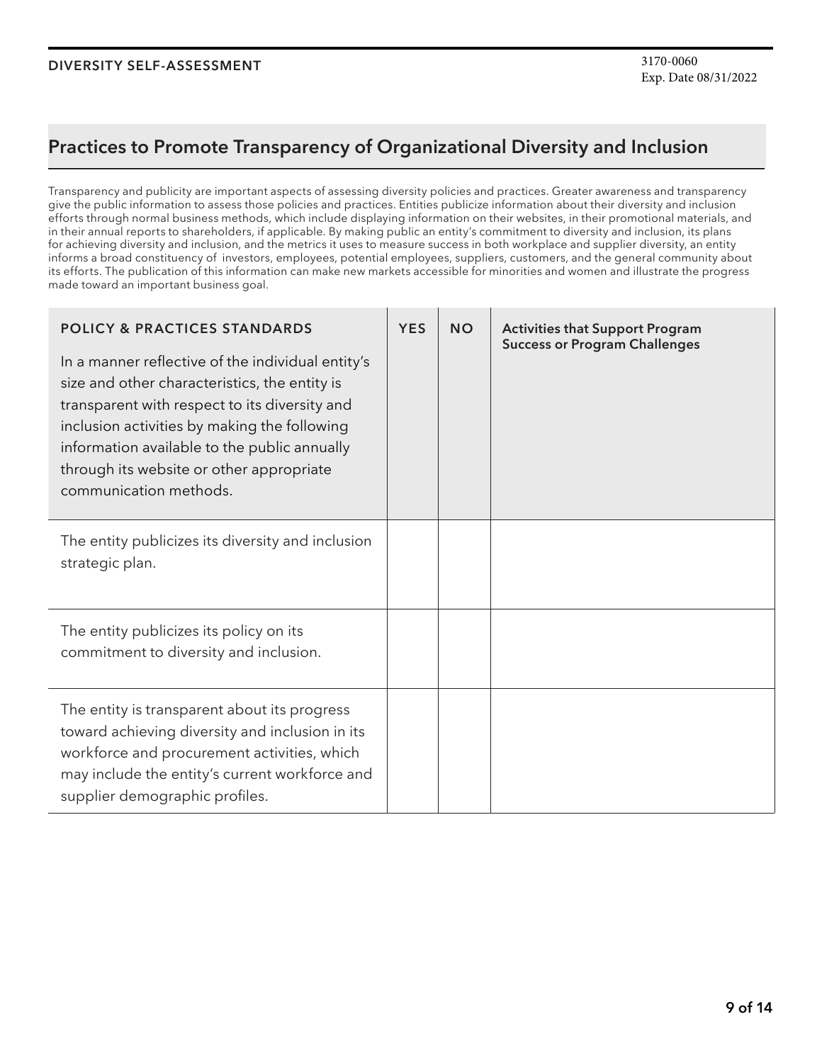## Practices to Promote Transparency of Organizational Diversity and Inclusion

Transparency and publicity are important aspects of assessing diversity policies and practices. Greater awareness and transparency give the public information to assess those policies and practices. Entities publicize information about their diversity and inclusion efforts through normal business methods, which include displaying information on their websites, in their promotional materials, and in their annual reports to shareholders, if applicable. By making public an entity's commitment to diversity and inclusion, its plans for achieving diversity and inclusion, and the metrics it uses to measure success in both workplace and supplier diversity, an entity informs a broad constituency of investors, employees, potential employees, suppliers, customers, and the general community about its efforts. The publication of this information can make new markets accessible for minorities and women and illustrate the progress made toward an important business goal.

| **POLICY & PRACTICES STANDARDS** In a manner reflective of the individual entity's size and other characteristics, the entity is transparent with respect to its diversity and inclusion activities by making the following information available to the public annually through its website or other appropriate communication methods. | **YES** | **NO** | **Activities that Support Program Success or Program Challenges** |
|---|---|---|---|
| The entity publicizes its diversity and inclusion strategic plan. | | | |
| The entity publicizes its policy on its commitment to diversity and inclusion. | | | |
| The entity is transparent about its progress toward achieving diversity and inclusion in its workforce and procurement activities, which may include the entity's current workforce and supplier demographic profiles. | | | |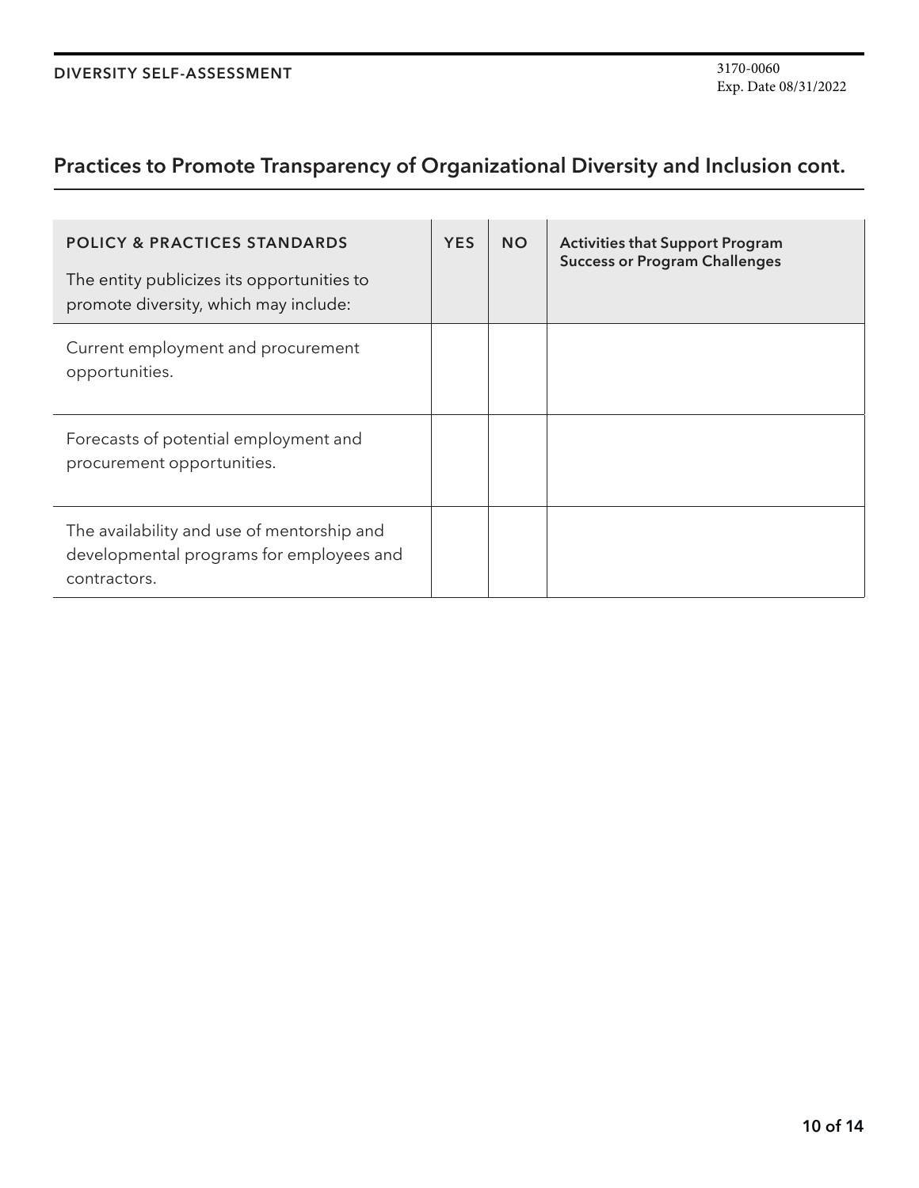## Practices to Promote Transparency of Organizational Diversity and Inclusion cont.

| POLICY & PRACTICES STANDARDS<br>The entity publicizes its opportunities to promote diversity, which may include: | YES | NO | Activities that Support Program Success or Program Challenges |
|---|---|---|---|
| Current employment and procurement opportunities. | | | |
| Forecasts of potential employment and procurement opportunities. | | | |
| The availability and use of mentorship and developmental programs for employees and contractors. | | | |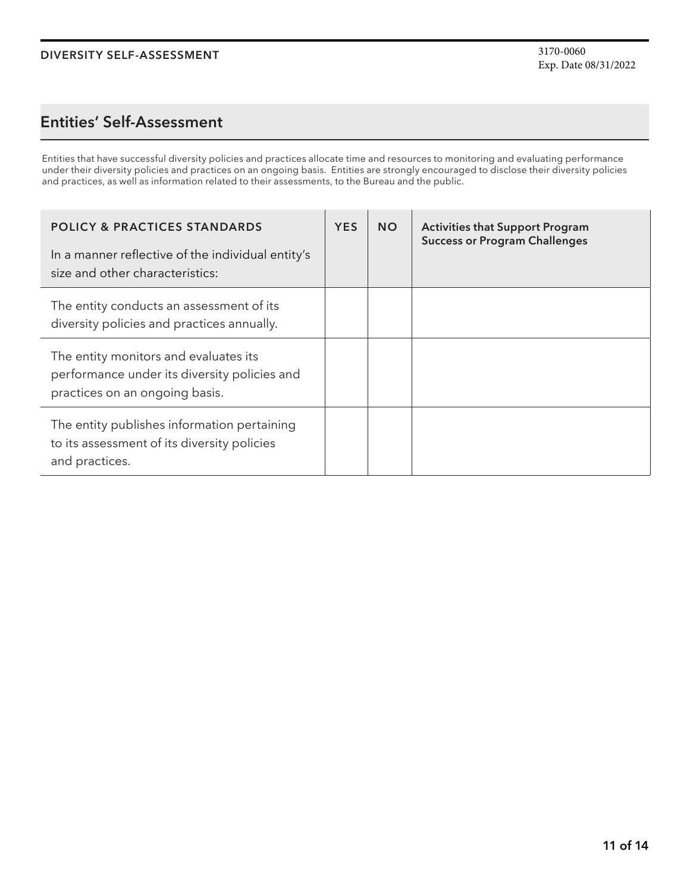## Entities' Self-Assessment

Entities that have successful diversity policies and practices allocate time and resources to monitoring and evaluating performance under their diversity policies and practices on an ongoing basis. Entities are strongly encouraged to disclose their diversity policies and practices, as well as information related to their assessments, to the Bureau and the public.

| POLICY & PRACTICES STANDARDS<br>In a manner reflective of the individual entity's size and other characteristics: | YES | NO | Activities that Support Program Success or Program Challenges |
|---|---|---|---|
| The entity conducts an assessment of its diversity policies and practices annually. | | | |
| The entity monitors and evaluates its performance under its diversity policies and practices on an ongoing basis. | | | |
| The entity publishes information pertaining to its assessment of its diversity policies and practices. | | | |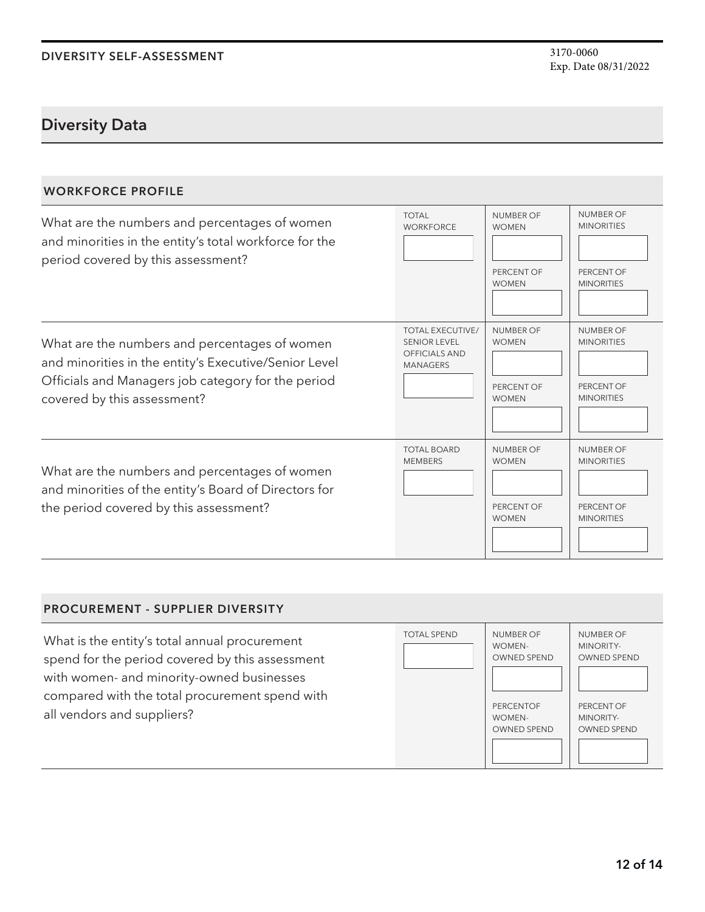DIVERSITY SELF-ASSESSMENT

3170-0060
Exp. Date 08/31/2022

## Diversity Data

### WORKFORCE PROFILE

| Question | | | |
|---|---|---|---|
| What are the numbers and percentages of women and minorities in the entity's total workforce for the period covered by this assessment? | TOTAL WORKFORCE | NUMBER OF WOMEN | NUMBER OF MINORITIES |
| | | PERCENT OF WOMEN | PERCENT OF MINORITIES |
| What are the numbers and percentages of women and minorities in the entity's Executive/Senior Level Officials and Managers job category for the period covered by this assessment? | TOTAL EXECUTIVE/ SENIOR LEVEL OFFICIALS AND MANAGERS | NUMBER OF WOMEN | NUMBER OF MINORITIES |
| | | PERCENT OF WOMEN | PERCENT OF MINORITIES |
| What are the numbers and percentages of women and minorities of the entity's Board of Directors for the period covered by this assessment? | TOTAL BOARD MEMBERS | NUMBER OF WOMEN | NUMBER OF MINORITIES |
| | | PERCENT OF WOMEN | PERCENT OF MINORITIES |

### PROCUREMENT - SUPPLIER DIVERSITY

| Question | | | |
|---|---|---|---|
| What is the entity's total annual procurement spend for the period covered by this assessment with women- and minority-owned businesses compared with the total procurement spend with all vendors and suppliers? | TOTAL SPEND | NUMBER OF WOMEN-OWNED SPEND | NUMBER OF MINORITY-OWNED SPEND |
| | | PERCENTOF WOMEN-OWNED SPEND | PERCENT OF MINORITY-OWNED SPEND |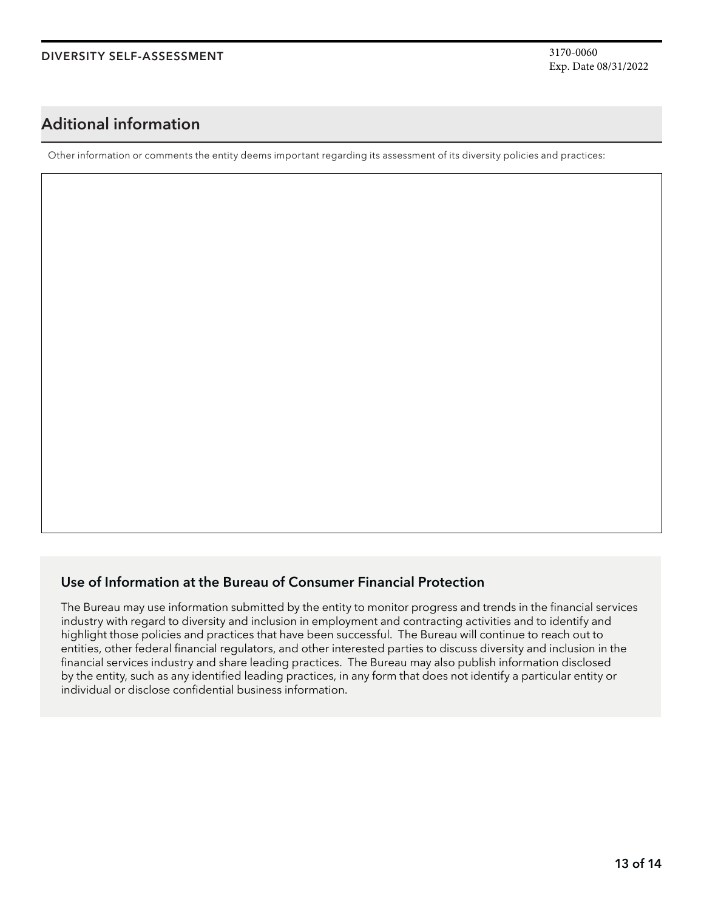## Aditional information

Other information or comments the entity deems important regarding its assessment of its diversity policies and practices:

### Use of Information at the Bureau of Consumer Financial Protection

The Bureau may use information submitted by the entity to monitor progress and trends in the financial services industry with regard to diversity and inclusion in employment and contracting activities and to identify and highlight those policies and practices that have been successful. The Bureau will continue to reach out to entities, other federal financial regulators, and other interested parties to discuss diversity and inclusion in the financial services industry and share leading practices. The Bureau may also publish information disclosed by the entity, such as any identified leading practices, in any form that does not identify a particular entity or individual or disclose confidential business information.